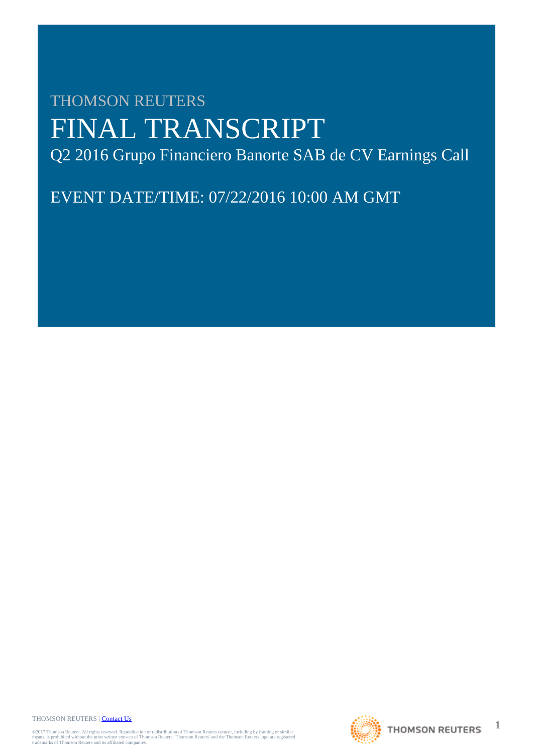THOMSON REUTERS

# FINAL TRANSCRIPT

## Q2 2016 Grupo Financiero Banorte SAB de CV Earnings Call

EVENT DATE/TIME: 07/22/2016 10:00 AM GMT

THOMSON REUTERS | Contact Us

©2017 Thomson Reuters. All rights reserved. Republication or redistribution of Thomson Reuters content, including by framing or similar means, is prohibited without the prior written consent of Thomson Reuters. 'Thomson Reuters' and the Thomson Reuters logo are registered trademarks of Thomson Reuters and its affiliated companies.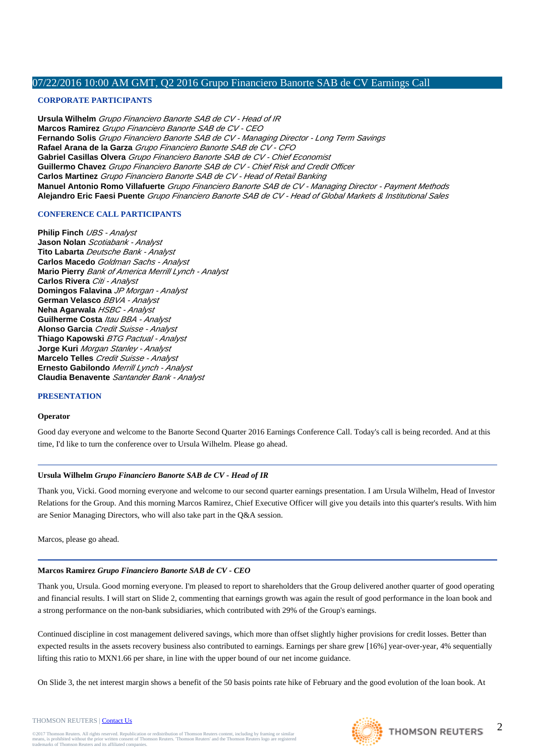# 07/22/2016 10:00 AM GMT, Q2 2016 Grupo Financiero Banorte SAB de CV Earnings Call

## CORPORATE PARTICIPANTS

**Ursula Wilhelm** *Grupo Financiero Banorte SAB de CV - Head of IR*
**Marcos Ramirez** *Grupo Financiero Banorte SAB de CV - CEO*
**Fernando Solis** *Grupo Financiero Banorte SAB de CV - Managing Director - Long Term Savings*
**Rafael Arana de la Garza** *Grupo Financiero Banorte SAB de CV - CFO*
**Gabriel Casillas Olvera** *Grupo Financiero Banorte SAB de CV - Chief Economist*
**Guillermo Chavez** *Grupo Financiero Banorte SAB de CV - Chief Risk and Credit Officer*
**Carlos Martinez** *Grupo Financiero Banorte SAB de CV - Head of Retail Banking*
**Manuel Antonio Romo Villafuerte** *Grupo Financiero Banorte SAB de CV - Managing Director - Payment Methods*
**Alejandro Eric Faesi Puente** *Grupo Financiero Banorte SAB de CV - Head of Global Markets & Institutional Sales*

## CONFERENCE CALL PARTICIPANTS

**Philip Finch** *UBS - Analyst*
**Jason Nolan** *Scotiabank - Analyst*
**Tito Labarta** *Deutsche Bank - Analyst*
**Carlos Macedo** *Goldman Sachs - Analyst*
**Mario Pierry** *Bank of America Merrill Lynch - Analyst*
**Carlos Rivera** *Citi - Analyst*
**Domingos Falavina** *JP Morgan - Analyst*
**German Velasco** *BBVA - Analyst*
**Neha Agarwala** *HSBC - Analyst*
**Guilherme Costa** *Itau BBA - Analyst*
**Alonso Garcia** *Credit Suisse - Analyst*
**Thiago Kapowski** *BTG Pactual - Analyst*
**Jorge Kuri** *Morgan Stanley - Analyst*
**Marcelo Telles** *Credit Suisse - Analyst*
**Ernesto Gabilondo** *Merrill Lynch - Analyst*
**Claudia Benavente** *Santander Bank - Analyst*

## PRESENTATION

**Operator**

Good day everyone and welcome to the Banorte Second Quarter 2016 Earnings Conference Call. Today's call is being recorded. And at this time, I'd like to turn the conference over to Ursula Wilhelm. Please go ahead.

---

**Ursula Wilhelm** *Grupo Financiero Banorte SAB de CV - Head of IR*

Thank you, Vicki. Good morning everyone and welcome to our second quarter earnings presentation. I am Ursula Wilhelm, Head of Investor Relations for the Group. And this morning Marcos Ramirez, Chief Executive Officer will give you details into this quarter's results. With him are Senior Managing Directors, who will also take part in the Q&A session.

Marcos, please go ahead.

---

**Marcos Ramirez** *Grupo Financiero Banorte SAB de CV - CEO*

Thank you, Ursula. Good morning everyone. I'm pleased to report to shareholders that the Group delivered another quarter of good operating and financial results. I will start on Slide 2, commenting that earnings growth was again the result of good performance in the loan book and a strong performance on the non-bank subsidiaries, which contributed with 29% of the Group's earnings.

Continued discipline in cost management delivered savings, which more than offset slightly higher provisions for credit losses. Better than expected results in the assets recovery business also contributed to earnings. Earnings per share grew [16%] year-over-year, 4% sequentially lifting this ratio to MXN1.66 per share, in line with the upper bound of our net income guidance.

On Slide 3, the net interest margin shows a benefit of the 50 basis points rate hike of February and the good evolution of the loan book. At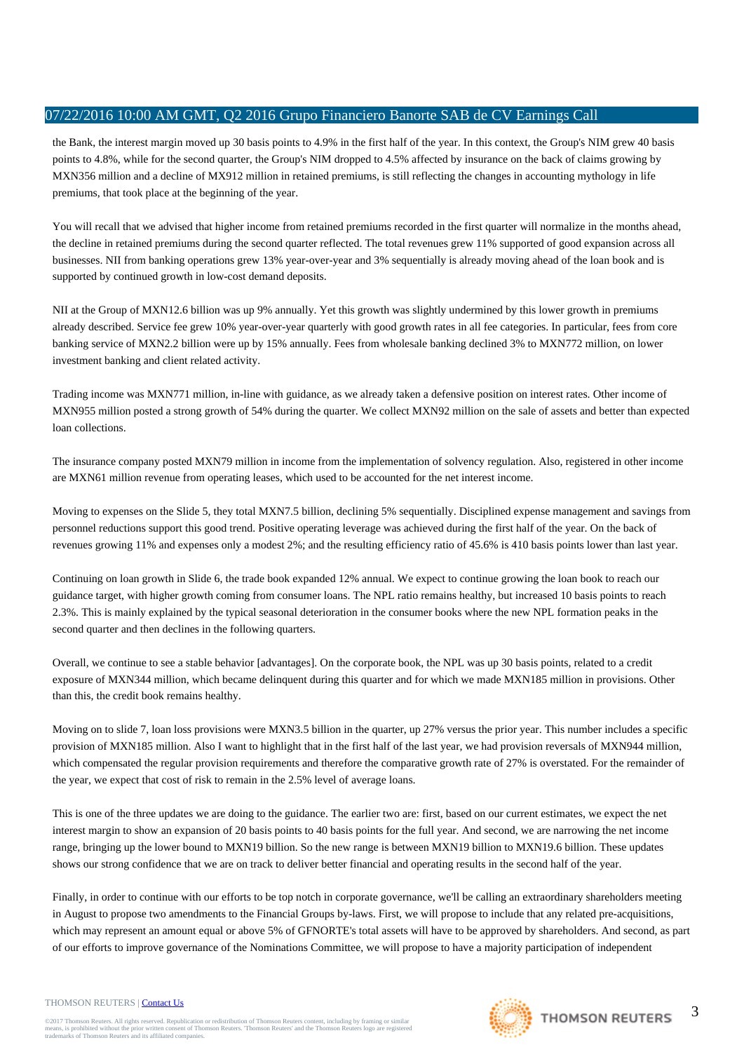the Bank, the interest margin moved up 30 basis points to 4.9% in the first half of the year. In this context, the Group's NIM grew 40 basis points to 4.8%, while for the second quarter, the Group's NIM dropped to 4.5% affected by insurance on the back of claims growing by MXN356 million and a decline of MX912 million in retained premiums, is still reflecting the changes in accounting mythology in life premiums, that took place at the beginning of the year.

You will recall that we advised that higher income from retained premiums recorded in the first quarter will normalize in the months ahead, the decline in retained premiums during the second quarter reflected. The total revenues grew 11% supported of good expansion across all businesses. NII from banking operations grew 13% year-over-year and 3% sequentially is already moving ahead of the loan book and is supported by continued growth in low-cost demand deposits.

NII at the Group of MXN12.6 billion was up 9% annually. Yet this growth was slightly undermined by this lower growth in premiums already described. Service fee grew 10% year-over-year quarterly with good growth rates in all fee categories. In particular, fees from core banking service of MXN2.2 billion were up by 15% annually. Fees from wholesale banking declined 3% to MXN772 million, on lower investment banking and client related activity.

Trading income was MXN771 million, in-line with guidance, as we already taken a defensive position on interest rates. Other income of MXN955 million posted a strong growth of 54% during the quarter. We collect MXN92 million on the sale of assets and better than expected loan collections.

The insurance company posted MXN79 million in income from the implementation of solvency regulation. Also, registered in other income are MXN61 million revenue from operating leases, which used to be accounted for the net interest income.

Moving to expenses on the Slide 5, they total MXN7.5 billion, declining 5% sequentially. Disciplined expense management and savings from personnel reductions support this good trend. Positive operating leverage was achieved during the first half of the year. On the back of revenues growing 11% and expenses only a modest 2%; and the resulting efficiency ratio of 45.6% is 410 basis points lower than last year.

Continuing on loan growth in Slide 6, the trade book expanded 12% annual. We expect to continue growing the loan book to reach our guidance target, with higher growth coming from consumer loans. The NPL ratio remains healthy, but increased 10 basis points to reach 2.3%. This is mainly explained by the typical seasonal deterioration in the consumer books where the new NPL formation peaks in the second quarter and then declines in the following quarters.

Overall, we continue to see a stable behavior [advantages]. On the corporate book, the NPL was up 30 basis points, related to a credit exposure of MXN344 million, which became delinquent during this quarter and for which we made MXN185 million in provisions. Other than this, the credit book remains healthy.

Moving on to slide 7, loan loss provisions were MXN3.5 billion in the quarter, up 27% versus the prior year. This number includes a specific provision of MXN185 million. Also I want to highlight that in the first half of the last year, we had provision reversals of MXN944 million, which compensated the regular provision requirements and therefore the comparative growth rate of 27% is overstated. For the remainder of the year, we expect that cost of risk to remain in the 2.5% level of average loans.

This is one of the three updates we are doing to the guidance. The earlier two are: first, based on our current estimates, we expect the net interest margin to show an expansion of 20 basis points to 40 basis points for the full year. And second, we are narrowing the net income range, bringing up the lower bound to MXN19 billion. So the new range is between MXN19 billion to MXN19.6 billion. These updates shows our strong confidence that we are on track to deliver better financial and operating results in the second half of the year.

Finally, in order to continue with our efforts to be top notch in corporate governance, we'll be calling an extraordinary shareholders meeting in August to propose two amendments to the Financial Groups by-laws. First, we will propose to include that any related pre-acquisitions, which may represent an amount equal or above 5% of GFNORTE's total assets will have to be approved by shareholders. And second, as part of our efforts to improve governance of the Nominations Committee, we will propose to have a majority participation of independent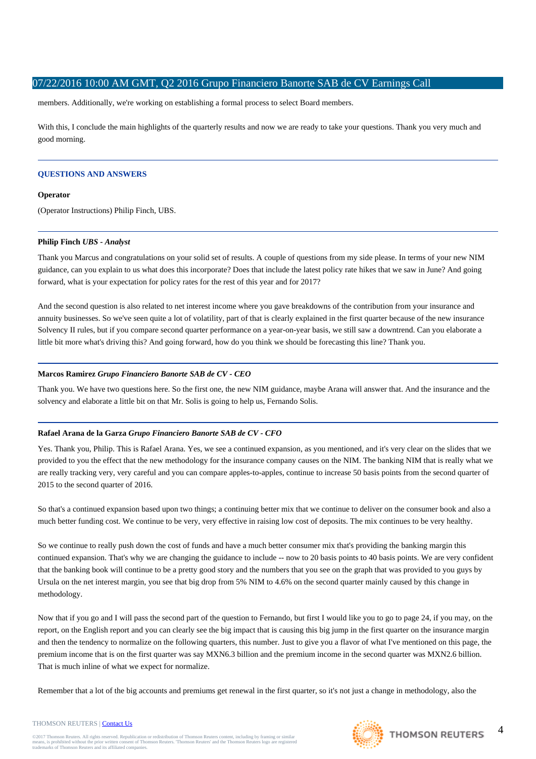members. Additionally, we're working on establishing a formal process to select Board members.

With this, I conclude the main highlights of the quarterly results and now we are ready to take your questions. Thank you very much and good morning.

---

### QUESTIONS AND ANSWERS

**Operator**

(Operator Instructions) Philip Finch, UBS.

---

**Philip Finch** *UBS - Analyst*

Thank you Marcus and congratulations on your solid set of results. A couple of questions from my side please. In terms of your new NIM guidance, can you explain to us what does this incorporate? Does that include the latest policy rate hikes that we saw in June? And going forward, what is your expectation for policy rates for the rest of this year and for 2017?

And the second question is also related to net interest income where you gave breakdowns of the contribution from your insurance and annuity businesses. So we've seen quite a lot of volatility, part of that is clearly explained in the first quarter because of the new insurance Solvency II rules, but if you compare second quarter performance on a year-on-year basis, we still saw a downtrend. Can you elaborate a little bit more what's driving this? And going forward, how do you think we should be forecasting this line? Thank you.

---

**Marcos Ramirez** *Grupo Financiero Banorte SAB de CV - CEO*

Thank you. We have two questions here. So the first one, the new NIM guidance, maybe Arana will answer that. And the insurance and the solvency and elaborate a little bit on that Mr. Solis is going to help us, Fernando Solis.

---

**Rafael Arana de la Garza** *Grupo Financiero Banorte SAB de CV - CFO*

Yes. Thank you, Philip. This is Rafael Arana. Yes, we see a continued expansion, as you mentioned, and it's very clear on the slides that we provided to you the effect that the new methodology for the insurance company causes on the NIM. The banking NIM that is really what we are really tracking very, very careful and you can compare apples-to-apples, continue to increase 50 basis points from the second quarter of 2015 to the second quarter of 2016.

So that's a continued expansion based upon two things; a continuing better mix that we continue to deliver on the consumer book and also a much better funding cost. We continue to be very, very effective in raising low cost of deposits. The mix continues to be very healthy.

So we continue to really push down the cost of funds and have a much better consumer mix that's providing the banking margin this continued expansion. That's why we are changing the guidance to include -- now to 20 basis points to 40 basis points. We are very confident that the banking book will continue to be a pretty good story and the numbers that you see on the graph that was provided to you guys by Ursula on the net interest margin, you see that big drop from 5% NIM to 4.6% on the second quarter mainly caused by this change in methodology.

Now that if you go and I will pass the second part of the question to Fernando, but first I would like you to go to page 24, if you may, on the report, on the English report and you can clearly see the big impact that is causing this big jump in the first quarter on the insurance margin and then the tendency to normalize on the following quarters, this number. Just to give you a flavor of what I've mentioned on this page, the premium income that is on the first quarter was say MXN6.3 billion and the premium income in the second quarter was MXN2.6 billion. That is much inline of what we expect for normalize.

Remember that a lot of the big accounts and premiums get renewal in the first quarter, so it's not just a change in methodology, also the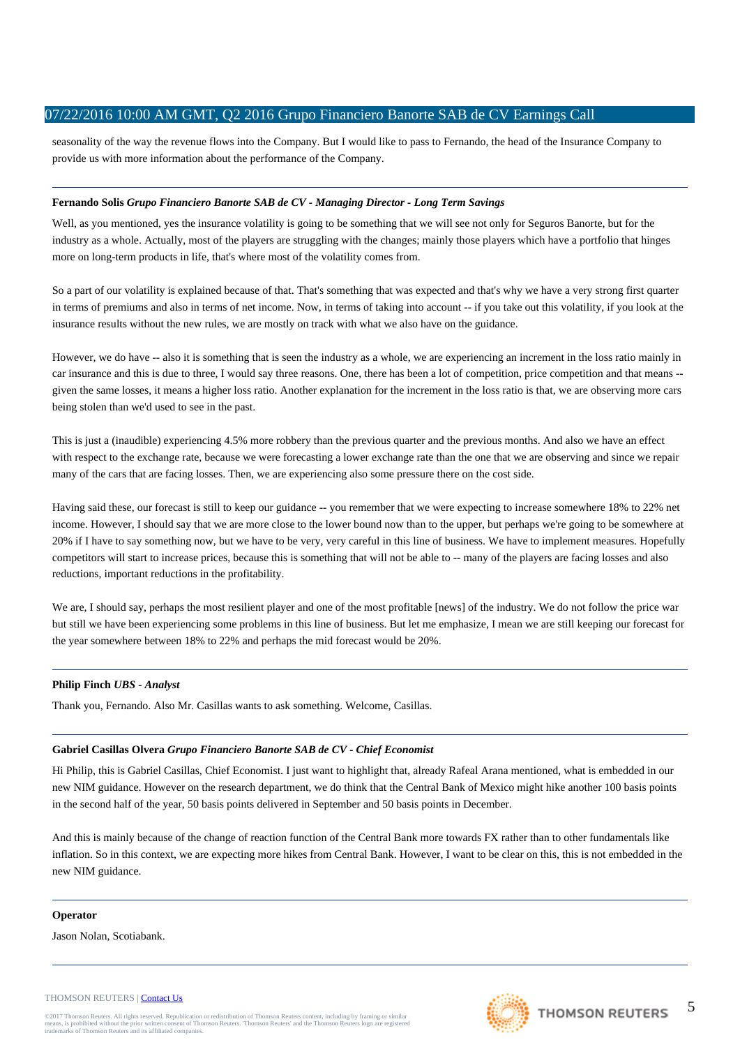seasonality of the way the revenue flows into the Company. But I would like to pass to Fernando, the head of the Insurance Company to provide us with more information about the performance of the Company.

---

**Fernando Solis** *Grupo Financiero Banorte SAB de CV - Managing Director - Long Term Savings*

Well, as you mentioned, yes the insurance volatility is going to be something that we will see not only for Seguros Banorte, but for the industry as a whole. Actually, most of the players are struggling with the changes; mainly those players which have a portfolio that hinges more on long-term products in life, that's where most of the volatility comes from.

So a part of our volatility is explained because of that. That's something that was expected and that's why we have a very strong first quarter in terms of premiums and also in terms of net income. Now, in terms of taking into account -- if you take out this volatility, if you look at the insurance results without the new rules, we are mostly on track with what we also have on the guidance.

However, we do have -- also it is something that is seen the industry as a whole, we are experiencing an increment in the loss ratio mainly in car insurance and this is due to three, I would say three reasons. One, there has been a lot of competition, price competition and that means -- given the same losses, it means a higher loss ratio. Another explanation for the increment in the loss ratio is that, we are observing more cars being stolen than we'd used to see in the past.

This is just a (inaudible) experiencing 4.5% more robbery than the previous quarter and the previous months. And also we have an effect with respect to the exchange rate, because we were forecasting a lower exchange rate than the one that we are observing and since we repair many of the cars that are facing losses. Then, we are experiencing also some pressure there on the cost side.

Having said these, our forecast is still to keep our guidance -- you remember that we were expecting to increase somewhere 18% to 22% net income. However, I should say that we are more close to the lower bound now than to the upper, but perhaps we're going to be somewhere at 20% if I have to say something now, but we have to be very, very careful in this line of business. We have to implement measures. Hopefully competitors will start to increase prices, because this is something that will not be able to -- many of the players are facing losses and also reductions, important reductions in the profitability.

We are, I should say, perhaps the most resilient player and one of the most profitable [news] of the industry. We do not follow the price war but still we have been experiencing some problems in this line of business. But let me emphasize, I mean we are still keeping our forecast for the year somewhere between 18% to 22% and perhaps the mid forecast would be 20%.

---

**Philip Finch** *UBS - Analyst*

Thank you, Fernando. Also Mr. Casillas wants to ask something. Welcome, Casillas.

---

**Gabriel Casillas Olvera** *Grupo Financiero Banorte SAB de CV - Chief Economist*

Hi Philip, this is Gabriel Casillas, Chief Economist. I just want to highlight that, already Rafeal Arana mentioned, what is embedded in our new NIM guidance. However on the research department, we do think that the Central Bank of Mexico might hike another 100 basis points in the second half of the year, 50 basis points delivered in September and 50 basis points in December.

And this is mainly because of the change of reaction function of the Central Bank more towards FX rather than to other fundamentals like inflation. So in this context, we are expecting more hikes from Central Bank. However, I want to be clear on this, this is not embedded in the new NIM guidance.

---

**Operator**

Jason Nolan, Scotiabank.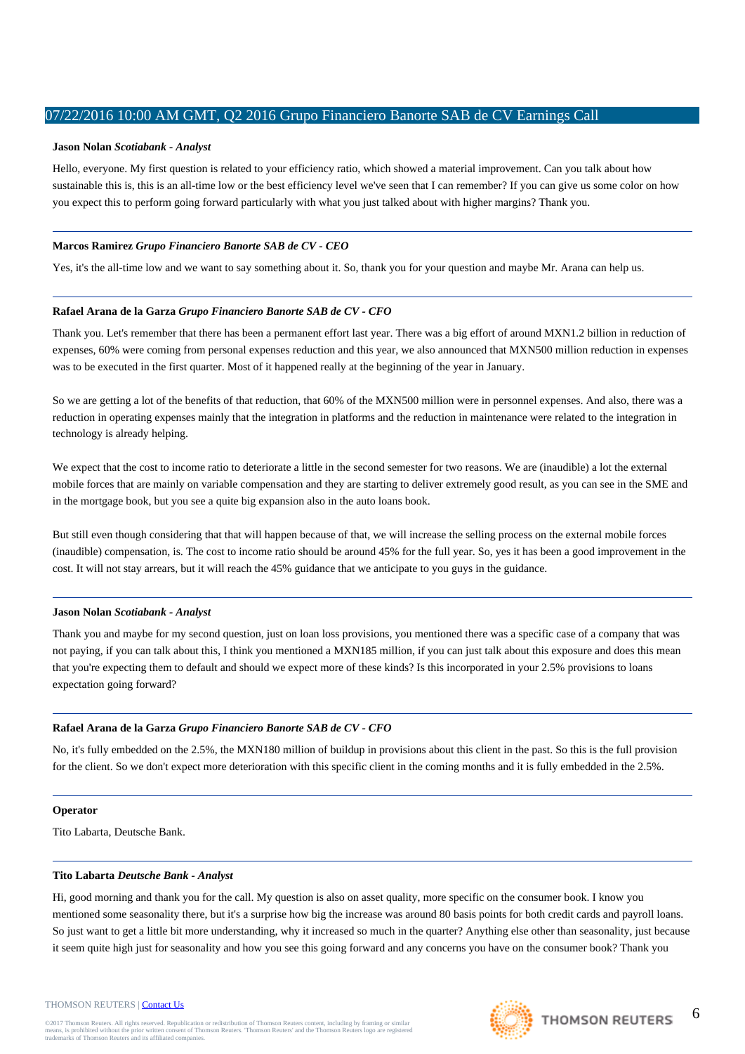**Jason Nolan** *Scotiabank - Analyst*

Hello, everyone. My first question is related to your efficiency ratio, which showed a material improvement. Can you talk about how sustainable this is, this is an all-time low or the best efficiency level we've seen that I can remember? If you can give us some color on how you expect this to perform going forward particularly with what you just talked about with higher margins? Thank you.

---

**Marcos Ramirez** *Grupo Financiero Banorte SAB de CV - CEO*

Yes, it's the all-time low and we want to say something about it. So, thank you for your question and maybe Mr. Arana can help us.

---

**Rafael Arana de la Garza** *Grupo Financiero Banorte SAB de CV - CFO*

Thank you. Let's remember that there has been a permanent effort last year. There was a big effort of around MXN1.2 billion in reduction of expenses, 60% were coming from personal expenses reduction and this year, we also announced that MXN500 million reduction in expenses was to be executed in the first quarter. Most of it happened really at the beginning of the year in January.

So we are getting a lot of the benefits of that reduction, that 60% of the MXN500 million were in personnel expenses. And also, there was a reduction in operating expenses mainly that the integration in platforms and the reduction in maintenance were related to the integration in technology is already helping.

We expect that the cost to income ratio to deteriorate a little in the second semester for two reasons. We are (inaudible) a lot the external mobile forces that are mainly on variable compensation and they are starting to deliver extremely good result, as you can see in the SME and in the mortgage book, but you see a quite big expansion also in the auto loans book.

But still even though considering that that will happen because of that, we will increase the selling process on the external mobile forces (inaudible) compensation, is. The cost to income ratio should be around 45% for the full year. So, yes it has been a good improvement in the cost. It will not stay arrears, but it will reach the 45% guidance that we anticipate to you guys in the guidance.

---

**Jason Nolan** *Scotiabank - Analyst*

Thank you and maybe for my second question, just on loan loss provisions, you mentioned there was a specific case of a company that was not paying, if you can talk about this, I think you mentioned a MXN185 million, if you can just talk about this exposure and does this mean that you're expecting them to default and should we expect more of these kinds? Is this incorporated in your 2.5% provisions to loans expectation going forward?

---

**Rafael Arana de la Garza** *Grupo Financiero Banorte SAB de CV - CFO*

No, it's fully embedded on the 2.5%, the MXN180 million of buildup in provisions about this client in the past. So this is the full provision for the client. So we don't expect more deterioration with this specific client in the coming months and it is fully embedded in the 2.5%.

---

**Operator**

Tito Labarta, Deutsche Bank.

---

**Tito Labarta** *Deutsche Bank - Analyst*

Hi, good morning and thank you for the call. My question is also on asset quality, more specific on the consumer book. I know you mentioned some seasonality there, but it's a surprise how big the increase was around 80 basis points for both credit cards and payroll loans. So just want to get a little bit more understanding, why it increased so much in the quarter? Anything else other than seasonality, just because it seem quite high just for seasonality and how you see this going forward and any concerns you have on the consumer book? Thank you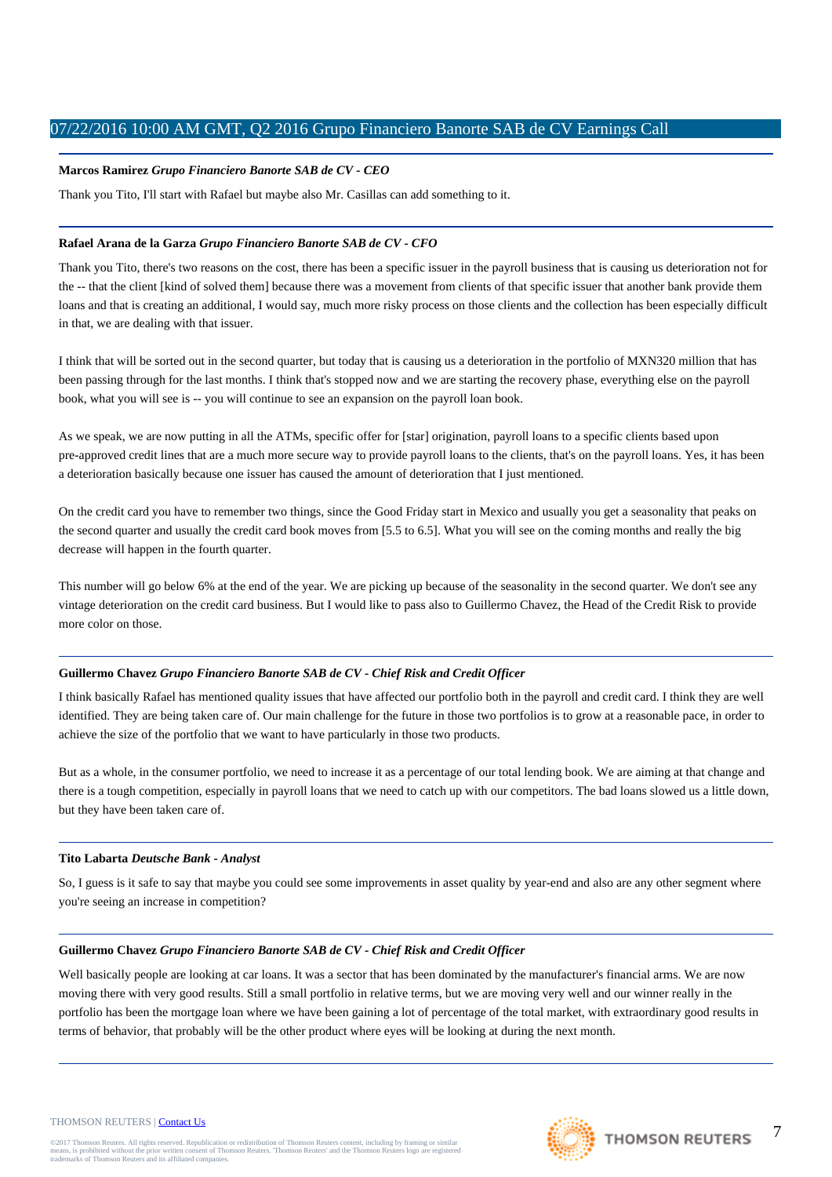**Marcos Ramirez** *Grupo Financiero Banorte SAB de CV - CEO*

Thank you Tito, I'll start with Rafael but maybe also Mr. Casillas can add something to it.

---

**Rafael Arana de la Garza** *Grupo Financiero Banorte SAB de CV - CFO*

Thank you Tito, there's two reasons on the cost, there has been a specific issuer in the payroll business that is causing us deterioration not for the -- that the client [kind of solved them] because there was a movement from clients of that specific issuer that another bank provide them loans and that is creating an additional, I would say, much more risky process on those clients and the collection has been especially difficult in that, we are dealing with that issuer.

I think that will be sorted out in the second quarter, but today that is causing us a deterioration in the portfolio of MXN320 million that has been passing through for the last months. I think that's stopped now and we are starting the recovery phase, everything else on the payroll book, what you will see is -- you will continue to see an expansion on the payroll loan book.

As we speak, we are now putting in all the ATMs, specific offer for [star] origination, payroll loans to a specific clients based upon pre-approved credit lines that are a much more secure way to provide payroll loans to the clients, that's on the payroll loans. Yes, it has been a deterioration basically because one issuer has caused the amount of deterioration that I just mentioned.

On the credit card you have to remember two things, since the Good Friday start in Mexico and usually you get a seasonality that peaks on the second quarter and usually the credit card book moves from [5.5 to 6.5]. What you will see on the coming months and really the big decrease will happen in the fourth quarter.

This number will go below 6% at the end of the year. We are picking up because of the seasonality in the second quarter. We don't see any vintage deterioration on the credit card business. But I would like to pass also to Guillermo Chavez, the Head of the Credit Risk to provide more color on those.

---

**Guillermo Chavez** *Grupo Financiero Banorte SAB de CV - Chief Risk and Credit Officer*

I think basically Rafael has mentioned quality issues that have affected our portfolio both in the payroll and credit card. I think they are well identified. They are being taken care of. Our main challenge for the future in those two portfolios is to grow at a reasonable pace, in order to achieve the size of the portfolio that we want to have particularly in those two products.

But as a whole, in the consumer portfolio, we need to increase it as a percentage of our total lending book. We are aiming at that change and there is a tough competition, especially in payroll loans that we need to catch up with our competitors. The bad loans slowed us a little down, but they have been taken care of.

---

**Tito Labarta** *Deutsche Bank - Analyst*

So, I guess is it safe to say that maybe you could see some improvements in asset quality by year-end and also are any other segment where you're seeing an increase in competition?

---

**Guillermo Chavez** *Grupo Financiero Banorte SAB de CV - Chief Risk and Credit Officer*

Well basically people are looking at car loans. It was a sector that has been dominated by the manufacturer's financial arms. We are now moving there with very good results. Still a small portfolio in relative terms, but we are moving very well and our winner really in the portfolio has been the mortgage loan where we have been gaining a lot of percentage of the total market, with extraordinary good results in terms of behavior, that probably will be the other product where eyes will be looking at during the next month.

---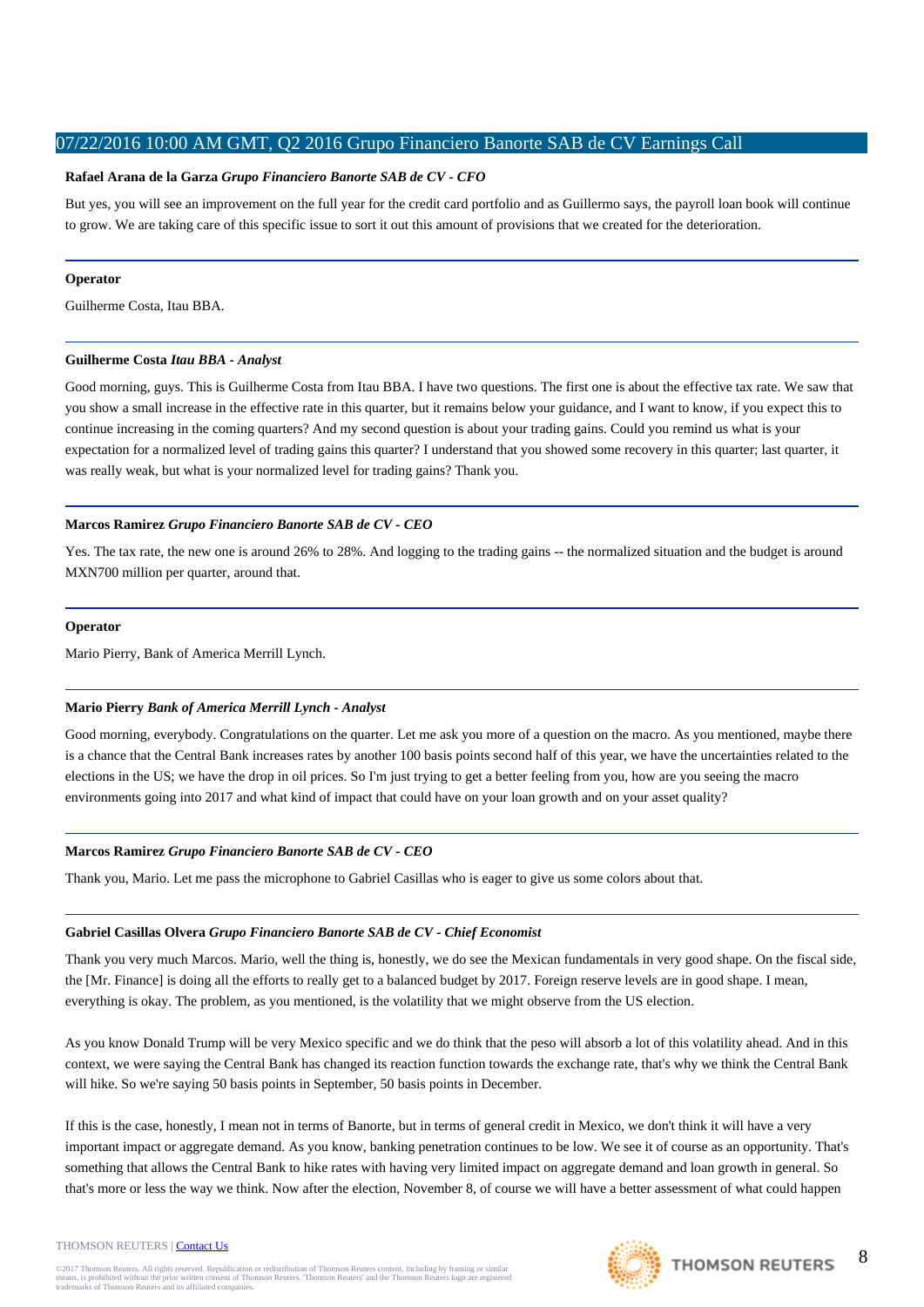**Rafael Arana de la Garza** *Grupo Financiero Banorte SAB de CV - CFO*

But yes, you will see an improvement on the full year for the credit card portfolio and as Guillermo says, the payroll loan book will continue to grow. We are taking care of this specific issue to sort it out this amount of provisions that we created for the deterioration.

---

**Operator**

Guilherme Costa, Itau BBA.

---

**Guilherme Costa** *Itau BBA - Analyst*

Good morning, guys. This is Guilherme Costa from Itau BBA. I have two questions. The first one is about the effective tax rate. We saw that you show a small increase in the effective rate in this quarter, but it remains below your guidance, and I want to know, if you expect this to continue increasing in the coming quarters? And my second question is about your trading gains. Could you remind us what is your expectation for a normalized level of trading gains this quarter? I understand that you showed some recovery in this quarter; last quarter, it was really weak, but what is your normalized level for trading gains? Thank you.

---

**Marcos Ramirez** *Grupo Financiero Banorte SAB de CV - CEO*

Yes. The tax rate, the new one is around 26% to 28%. And logging to the trading gains -- the normalized situation and the budget is around MXN700 million per quarter, around that.

---

**Operator**

Mario Pierry, Bank of America Merrill Lynch.

---

**Mario Pierry** *Bank of America Merrill Lynch - Analyst*

Good morning, everybody. Congratulations on the quarter. Let me ask you more of a question on the macro. As you mentioned, maybe there is a chance that the Central Bank increases rates by another 100 basis points second half of this year, we have the uncertainties related to the elections in the US; we have the drop in oil prices. So I'm just trying to get a better feeling from you, how are you seeing the macro environments going into 2017 and what kind of impact that could have on your loan growth and on your asset quality?

---

**Marcos Ramirez** *Grupo Financiero Banorte SAB de CV - CEO*

Thank you, Mario. Let me pass the microphone to Gabriel Casillas who is eager to give us some colors about that.

---

**Gabriel Casillas Olvera** *Grupo Financiero Banorte SAB de CV - Chief Economist*

Thank you very much Marcos. Mario, well the thing is, honestly, we do see the Mexican fundamentals in very good shape. On the fiscal side, the [Mr. Finance] is doing all the efforts to really get to a balanced budget by 2017. Foreign reserve levels are in good shape. I mean, everything is okay. The problem, as you mentioned, is the volatility that we might observe from the US election.

As you know Donald Trump will be very Mexico specific and we do think that the peso will absorb a lot of this volatility ahead. And in this context, we were saying the Central Bank has changed its reaction function towards the exchange rate, that's why we think the Central Bank will hike. So we're saying 50 basis points in September, 50 basis points in December.

If this is the case, honestly, I mean not in terms of Banorte, but in terms of general credit in Mexico, we don't think it will have a very important impact or aggregate demand. As you know, banking penetration continues to be low. We see it of course as an opportunity. That's something that allows the Central Bank to hike rates with having very limited impact on aggregate demand and loan growth in general. So that's more or less the way we think. Now after the election, November 8, of course we will have a better assessment of what could happen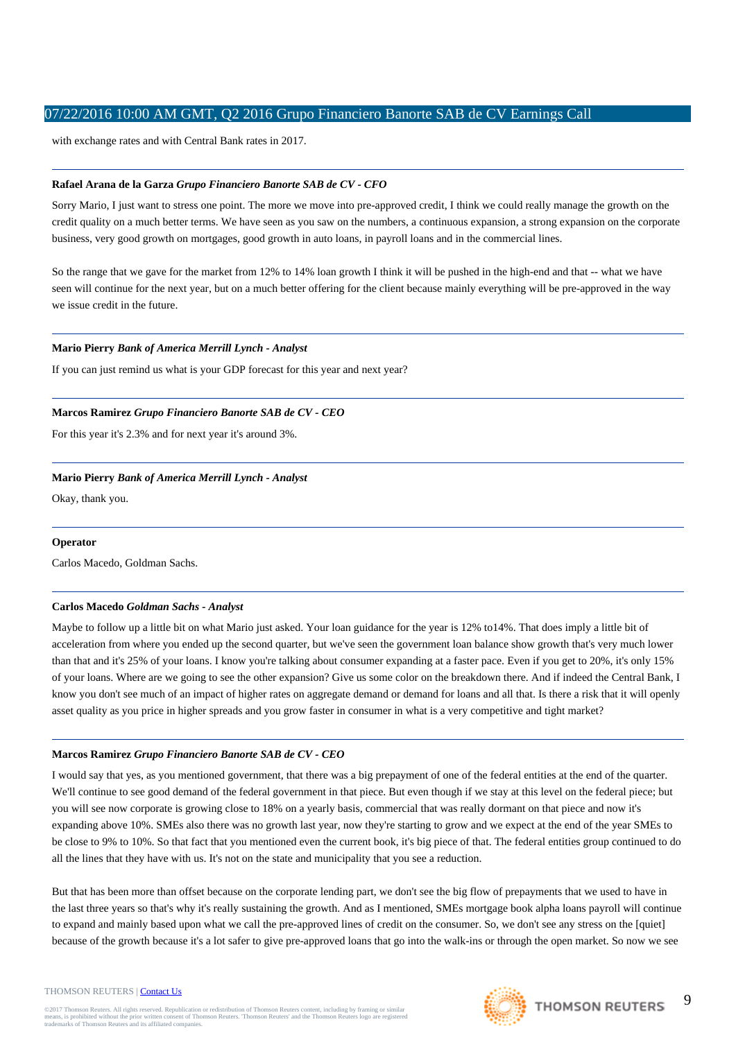with exchange rates and with Central Bank rates in 2017.

---

**Rafael Arana de la Garza** ***Grupo Financiero Banorte SAB de CV - CFO***

Sorry Mario, I just want to stress one point. The more we move into pre-approved credit, I think we could really manage the growth on the credit quality on a much better terms. We have seen as you saw on the numbers, a continuous expansion, a strong expansion on the corporate business, very good growth on mortgages, good growth in auto loans, in payroll loans and in the commercial lines.

So the range that we gave for the market from 12% to 14% loan growth I think it will be pushed in the high-end and that -- what we have seen will continue for the next year, but on a much better offering for the client because mainly everything will be pre-approved in the way we issue credit in the future.

---

**Mario Pierry** ***Bank of America Merrill Lynch - Analyst***

If you can just remind us what is your GDP forecast for this year and next year?

---

**Marcos Ramirez** ***Grupo Financiero Banorte SAB de CV - CEO***

For this year it's 2.3% and for next year it's around 3%.

---

**Mario Pierry** ***Bank of America Merrill Lynch - Analyst***

Okay, thank you.

---

**Operator**

Carlos Macedo, Goldman Sachs.

---

**Carlos Macedo** ***Goldman Sachs - Analyst***

Maybe to follow up a little bit on what Mario just asked. Your loan guidance for the year is 12% to14%. That does imply a little bit of acceleration from where you ended up the second quarter, but we've seen the government loan balance show growth that's very much lower than that and it's 25% of your loans. I know you're talking about consumer expanding at a faster pace. Even if you get to 20%, it's only 15% of your loans. Where are we going to see the other expansion? Give us some color on the breakdown there. And if indeed the Central Bank, I know you don't see much of an impact of higher rates on aggregate demand or demand for loans and all that. Is there a risk that it will openly asset quality as you price in higher spreads and you grow faster in consumer in what is a very competitive and tight market?

---

**Marcos Ramirez** ***Grupo Financiero Banorte SAB de CV - CEO***

I would say that yes, as you mentioned government, that there was a big prepayment of one of the federal entities at the end of the quarter. We'll continue to see good demand of the federal government in that piece. But even though if we stay at this level on the federal piece; but you will see now corporate is growing close to 18% on a yearly basis, commercial that was really dormant on that piece and now it's expanding above 10%. SMEs also there was no growth last year, now they're starting to grow and we expect at the end of the year SMEs to be close to 9% to 10%. So that fact that you mentioned even the current book, it's big piece of that. The federal entities group continued to do all the lines that they have with us. It's not on the state and municipality that you see a reduction.

But that has been more than offset because on the corporate lending part, we don't see the big flow of prepayments that we used to have in the last three years so that's why it's really sustaining the growth. And as I mentioned, SMEs mortgage book alpha loans payroll will continue to expand and mainly based upon what we call the pre-approved lines of credit on the consumer. So, we don't see any stress on the [quiet] because of the growth because it's a lot safer to give pre-approved loans that go into the walk-ins or through the open market. So now we see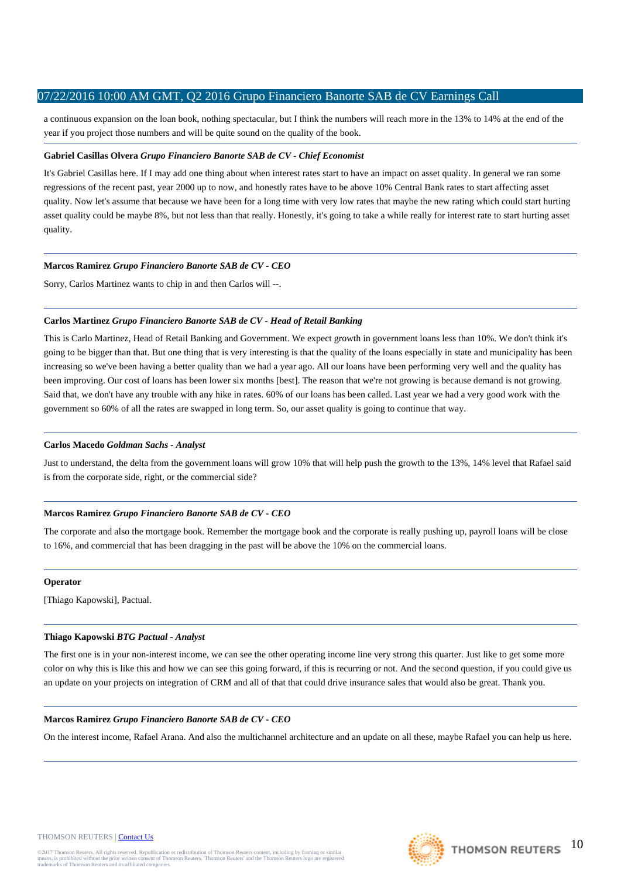a continuous expansion on the loan book, nothing spectacular, but I think the numbers will reach more in the 13% to 14% at the end of the year if you project those numbers and will be quite sound on the quality of the book.

---

**Gabriel Casillas Olvera** ***Grupo Financiero Banorte SAB de CV - Chief Economist***

It's Gabriel Casillas here. If I may add one thing about when interest rates start to have an impact on asset quality. In general we ran some regressions of the recent past, year 2000 up to now, and honestly rates have to be above 10% Central Bank rates to start affecting asset quality. Now let's assume that because we have been for a long time with very low rates that maybe the new rating which could start hurting asset quality could be maybe 8%, but not less than that really. Honestly, it's going to take a while really for interest rate to start hurting asset quality.

---

**Marcos Ramirez** ***Grupo Financiero Banorte SAB de CV - CEO***

Sorry, Carlos Martinez wants to chip in and then Carlos will --.

---

**Carlos Martinez** ***Grupo Financiero Banorte SAB de CV - Head of Retail Banking***

This is Carlo Martinez, Head of Retail Banking and Government. We expect growth in government loans less than 10%. We don't think it's going to be bigger than that. But one thing that is very interesting is that the quality of the loans especially in state and municipality has been increasing so we've been having a better quality than we had a year ago. All our loans have been performing very well and the quality has been improving. Our cost of loans has been lower six months [best]. The reason that we're not growing is because demand is not growing. Said that, we don't have any trouble with any hike in rates. 60% of our loans has been called. Last year we had a very good work with the government so 60% of all the rates are swapped in long term. So, our asset quality is going to continue that way.

---

**Carlos Macedo** ***Goldman Sachs - Analyst***

Just to understand, the delta from the government loans will grow 10% that will help push the growth to the 13%, 14% level that Rafael said is from the corporate side, right, or the commercial side?

---

**Marcos Ramirez** ***Grupo Financiero Banorte SAB de CV - CEO***

The corporate and also the mortgage book. Remember the mortgage book and the corporate is really pushing up, payroll loans will be close to 16%, and commercial that has been dragging in the past will be above the 10% on the commercial loans.

---

**Operator**

[Thiago Kapowski], Pactual.

---

**Thiago Kapowski** ***BTG Pactual - Analyst***

The first one is in your non-interest income, we can see the other operating income line very strong this quarter. Just like to get some more color on why this is like this and how we can see this going forward, if this is recurring or not. And the second question, if you could give us an update on your projects on integration of CRM and all of that that could drive insurance sales that would also be great. Thank you.

---

**Marcos Ramirez** ***Grupo Financiero Banorte SAB de CV - CEO***

On the interest income, Rafael Arana. And also the multichannel architecture and an update on all these, maybe Rafael you can help us here.

---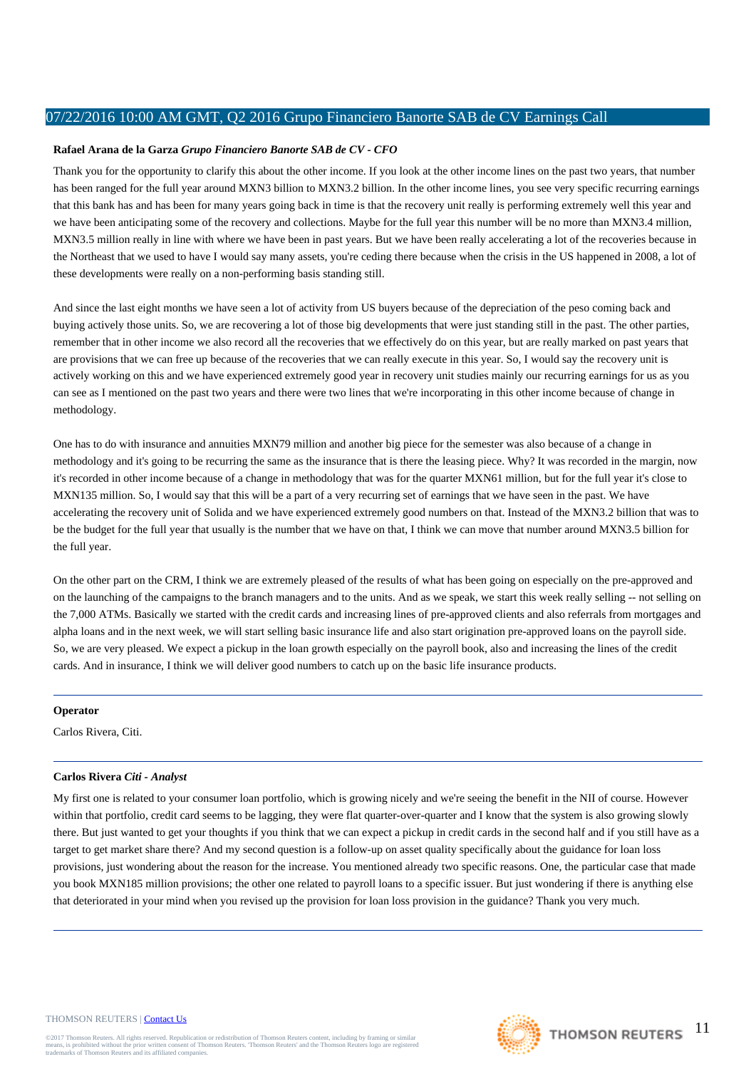**Rafael Arana de la Garza** *Grupo Financiero Banorte SAB de CV - CFO*

Thank you for the opportunity to clarify this about the other income. If you look at the other income lines on the past two years, that number has been ranged for the full year around MXN3 billion to MXN3.2 billion. In the other income lines, you see very specific recurring earnings that this bank has and has been for many years going back in time is that the recovery unit really is performing extremely well this year and we have been anticipating some of the recovery and collections. Maybe for the full year this number will be no more than MXN3.4 million, MXN3.5 million really in line with where we have been in past years. But we have been really accelerating a lot of the recoveries because in the Northeast that we used to have I would say many assets, you're ceding there because when the crisis in the US happened in 2008, a lot of these developments were really on a non-performing basis standing still.

And since the last eight months we have seen a lot of activity from US buyers because of the depreciation of the peso coming back and buying actively those units. So, we are recovering a lot of those big developments that were just standing still in the past. The other parties, remember that in other income we also record all the recoveries that we effectively do on this year, but are really marked on past years that are provisions that we can free up because of the recoveries that we can really execute in this year. So, I would say the recovery unit is actively working on this and we have experienced extremely good year in recovery unit studies mainly our recurring earnings for us as you can see as I mentioned on the past two years and there were two lines that we're incorporating in this other income because of change in methodology.

One has to do with insurance and annuities MXN79 million and another big piece for the semester was also because of a change in methodology and it's going to be recurring the same as the insurance that is there the leasing piece. Why? It was recorded in the margin, now it's recorded in other income because of a change in methodology that was for the quarter MXN61 million, but for the full year it's close to MXN135 million. So, I would say that this will be a part of a very recurring set of earnings that we have seen in the past. We have accelerating the recovery unit of Solida and we have experienced extremely good numbers on that. Instead of the MXN3.2 billion that was to be the budget for the full year that usually is the number that we have on that, I think we can move that number around MXN3.5 billion for the full year.

On the other part on the CRM, I think we are extremely pleased of the results of what has been going on especially on the pre-approved and on the launching of the campaigns to the branch managers and to the units. And as we speak, we start this week really selling -- not selling on the 7,000 ATMs. Basically we started with the credit cards and increasing lines of pre-approved clients and also referrals from mortgages and alpha loans and in the next week, we will start selling basic insurance life and also start origination pre-approved loans on the payroll side. So, we are very pleased. We expect a pickup in the loan growth especially on the payroll book, also and increasing the lines of the credit cards. And in insurance, I think we will deliver good numbers to catch up on the basic life insurance products.

---

**Operator**

Carlos Rivera, Citi.

---

**Carlos Rivera** *Citi - Analyst*

My first one is related to your consumer loan portfolio, which is growing nicely and we're seeing the benefit in the NII of course. However within that portfolio, credit card seems to be lagging, they were flat quarter-over-quarter and I know that the system is also growing slowly there. But just wanted to get your thoughts if you think that we can expect a pickup in credit cards in the second half and if you still have as a target to get market share there? And my second question is a follow-up on asset quality specifically about the guidance for loan loss provisions, just wondering about the reason for the increase. You mentioned already two specific reasons. One, the particular case that made you book MXN185 million provisions; the other one related to payroll loans to a specific issuer. But just wondering if there is anything else that deteriorated in your mind when you revised up the provision for loan loss provision in the guidance? Thank you very much.

---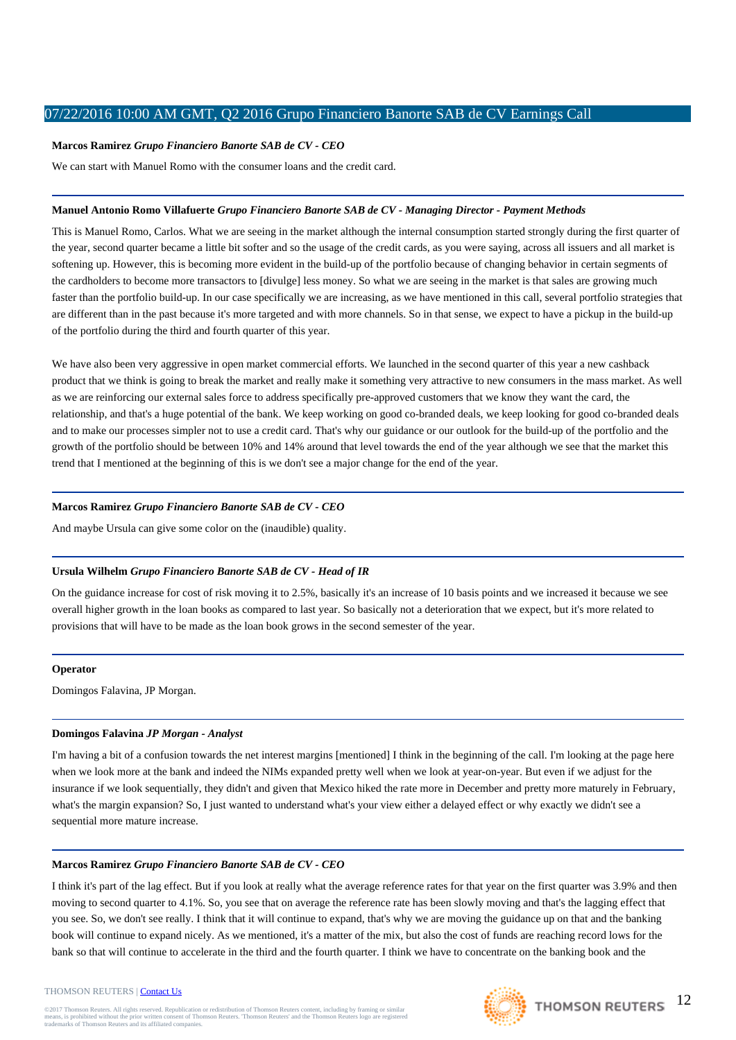**Marcos Ramirez** *Grupo Financiero Banorte SAB de CV - CEO*

We can start with Manuel Romo with the consumer loans and the credit card.

---

**Manuel Antonio Romo Villafuerte** *Grupo Financiero Banorte SAB de CV - Managing Director - Payment Methods*

This is Manuel Romo, Carlos. What we are seeing in the market although the internal consumption started strongly during the first quarter of the year, second quarter became a little bit softer and so the usage of the credit cards, as you were saying, across all issuers and all market is softening up. However, this is becoming more evident in the build-up of the portfolio because of changing behavior in certain segments of the cardholders to become more transactors to [divulge] less money. So what we are seeing in the market is that sales are growing much faster than the portfolio build-up. In our case specifically we are increasing, as we have mentioned in this call, several portfolio strategies that are different than in the past because it's more targeted and with more channels. So in that sense, we expect to have a pickup in the build-up of the portfolio during the third and fourth quarter of this year.

We have also been very aggressive in open market commercial efforts. We launched in the second quarter of this year a new cashback product that we think is going to break the market and really make it something very attractive to new consumers in the mass market. As well as we are reinforcing our external sales force to address specifically pre-approved customers that we know they want the card, the relationship, and that's a huge potential of the bank. We keep working on good co-branded deals, we keep looking for good co-branded deals and to make our processes simpler not to use a credit card. That's why our guidance or our outlook for the build-up of the portfolio and the growth of the portfolio should be between 10% and 14% around that level towards the end of the year although we see that the market this trend that I mentioned at the beginning of this is we don't see a major change for the end of the year.

---

**Marcos Ramirez** *Grupo Financiero Banorte SAB de CV - CEO*

And maybe Ursula can give some color on the (inaudible) quality.

---

**Ursula Wilhelm** *Grupo Financiero Banorte SAB de CV - Head of IR*

On the guidance increase for cost of risk moving it to 2.5%, basically it's an increase of 10 basis points and we increased it because we see overall higher growth in the loan books as compared to last year. So basically not a deterioration that we expect, but it's more related to provisions that will have to be made as the loan book grows in the second semester of the year.

---

**Operator**

Domingos Falavina, JP Morgan.

---

**Domingos Falavina** *JP Morgan - Analyst*

I'm having a bit of a confusion towards the net interest margins [mentioned] I think in the beginning of the call. I'm looking at the page here when we look more at the bank and indeed the NIMs expanded pretty well when we look at year-on-year. But even if we adjust for the insurance if we look sequentially, they didn't and given that Mexico hiked the rate more in December and pretty more maturely in February, what's the margin expansion? So, I just wanted to understand what's your view either a delayed effect or why exactly we didn't see a sequential more mature increase.

---

**Marcos Ramirez** *Grupo Financiero Banorte SAB de CV - CEO*

I think it's part of the lag effect. But if you look at really what the average reference rates for that year on the first quarter was 3.9% and then moving to second quarter to 4.1%. So, you see that on average the reference rate has been slowly moving and that's the lagging effect that you see. So, we don't see really. I think that it will continue to expand, that's why we are moving the guidance up on that and the banking book will continue to expand nicely. As we mentioned, it's a matter of the mix, but also the cost of funds are reaching record lows for the bank so that will continue to accelerate in the third and the fourth quarter. I think we have to concentrate on the banking book and the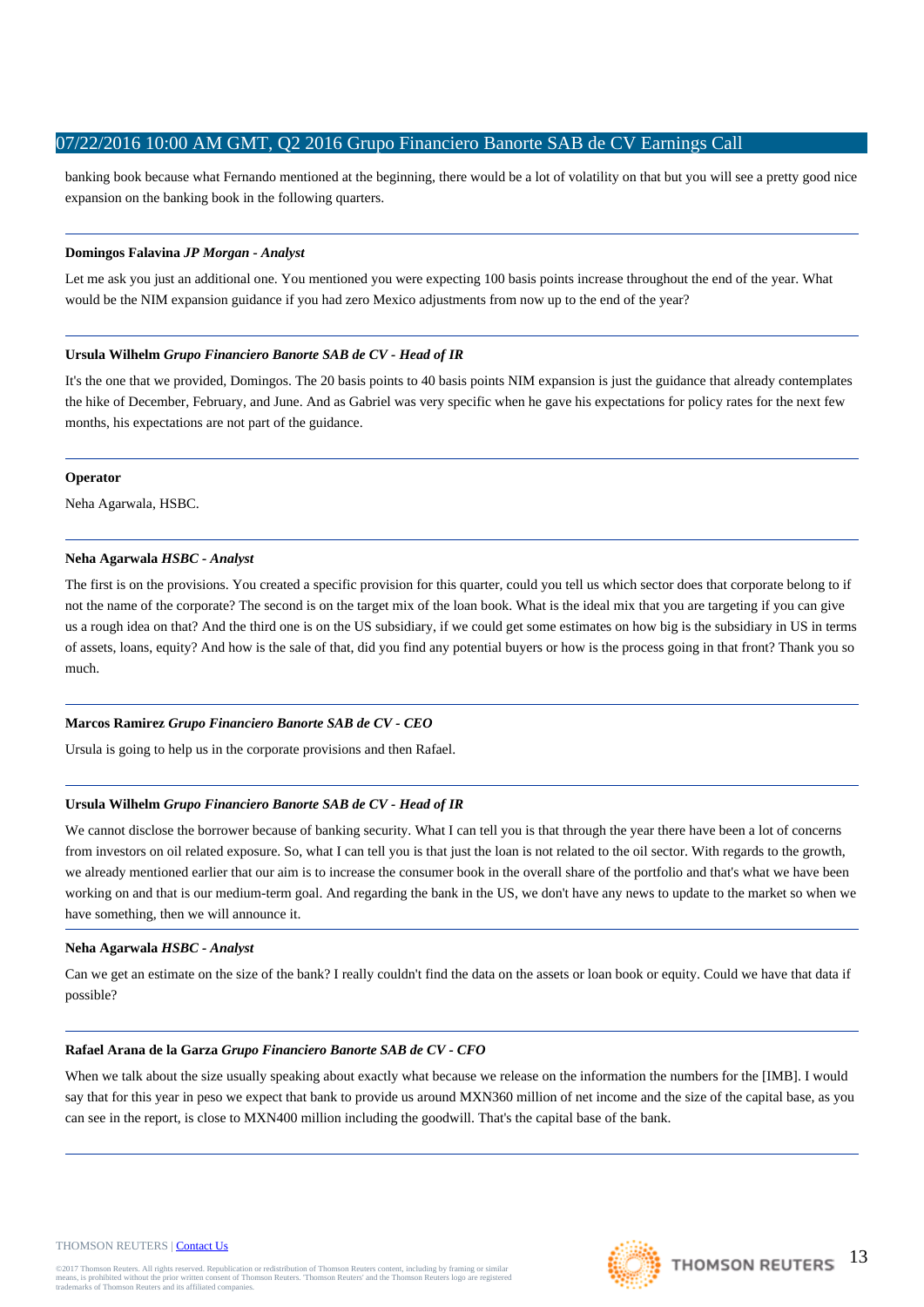banking book because what Fernando mentioned at the beginning, there would be a lot of volatility on that but you will see a pretty good nice expansion on the banking book in the following quarters.

---

**Domingos Falavina** *JP Morgan - Analyst*

Let me ask you just an additional one. You mentioned you were expecting 100 basis points increase throughout the end of the year. What would be the NIM expansion guidance if you had zero Mexico adjustments from now up to the end of the year?

---

**Ursula Wilhelm** *Grupo Financiero Banorte SAB de CV - Head of IR*

It's the one that we provided, Domingos. The 20 basis points to 40 basis points NIM expansion is just the guidance that already contemplates the hike of December, February, and June. And as Gabriel was very specific when he gave his expectations for policy rates for the next few months, his expectations are not part of the guidance.

---

**Operator**

Neha Agarwala, HSBC.

---

**Neha Agarwala** *HSBC - Analyst*

The first is on the provisions. You created a specific provision for this quarter, could you tell us which sector does that corporate belong to if not the name of the corporate? The second is on the target mix of the loan book. What is the ideal mix that you are targeting if you can give us a rough idea on that? And the third one is on the US subsidiary, if we could get some estimates on how big is the subsidiary in US in terms of assets, loans, equity? And how is the sale of that, did you find any potential buyers or how is the process going in that front? Thank you so much.

---

**Marcos Ramirez** *Grupo Financiero Banorte SAB de CV - CEO*

Ursula is going to help us in the corporate provisions and then Rafael.

---

**Ursula Wilhelm** *Grupo Financiero Banorte SAB de CV - Head of IR*

We cannot disclose the borrower because of banking security. What I can tell you is that through the year there have been a lot of concerns from investors on oil related exposure. So, what I can tell you is that just the loan is not related to the oil sector. With regards to the growth, we already mentioned earlier that our aim is to increase the consumer book in the overall share of the portfolio and that's what we have been working on and that is our medium-term goal. And regarding the bank in the US, we don't have any news to update to the market so when we have something, then we will announce it.

---

**Neha Agarwala** *HSBC - Analyst*

Can we get an estimate on the size of the bank? I really couldn't find the data on the assets or loan book or equity. Could we have that data if possible?

---

**Rafael Arana de la Garza** *Grupo Financiero Banorte SAB de CV - CFO*

When we talk about the size usually speaking about exactly what because we release on the information the numbers for the [IMB]. I would say that for this year in peso we expect that bank to provide us around MXN360 million of net income and the size of the capital base, as you can see in the report, is close to MXN400 million including the goodwill. That's the capital base of the bank.

---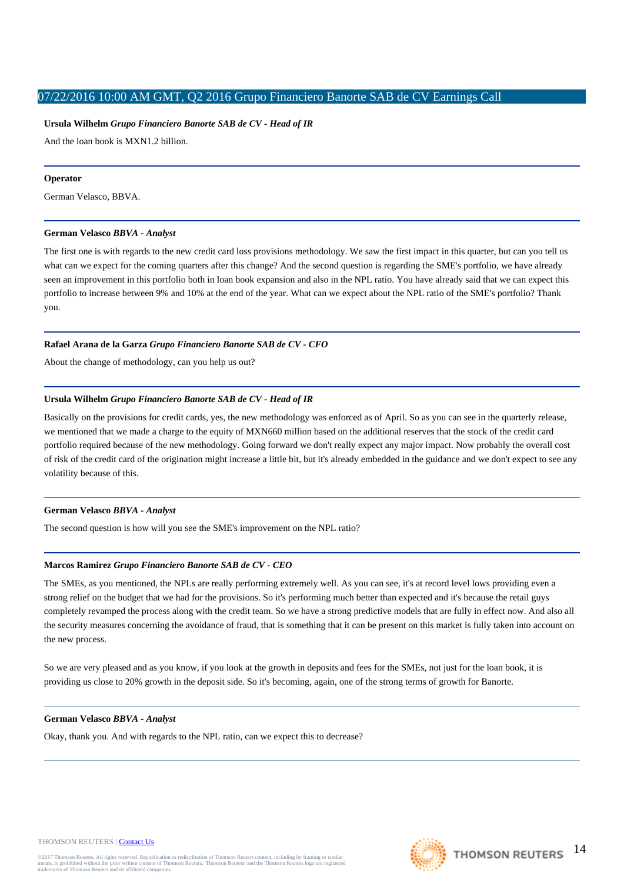**Ursula Wilhelm** *Grupo Financiero Banorte SAB de CV - Head of IR*

And the loan book is MXN1.2 billion.

---

**Operator**

German Velasco, BBVA.

---

**German Velasco** *BBVA - Analyst*

The first one is with regards to the new credit card loss provisions methodology. We saw the first impact in this quarter, but can you tell us what can we expect for the coming quarters after this change? And the second question is regarding the SME's portfolio, we have already seen an improvement in this portfolio both in loan book expansion and also in the NPL ratio. You have already said that we can expect this portfolio to increase between 9% and 10% at the end of the year. What can we expect about the NPL ratio of the SME's portfolio? Thank you.

---

**Rafael Arana de la Garza** *Grupo Financiero Banorte SAB de CV - CFO*

About the change of methodology, can you help us out?

---

**Ursula Wilhelm** *Grupo Financiero Banorte SAB de CV - Head of IR*

Basically on the provisions for credit cards, yes, the new methodology was enforced as of April. So as you can see in the quarterly release, we mentioned that we made a charge to the equity of MXN660 million based on the additional reserves that the stock of the credit card portfolio required because of the new methodology. Going forward we don't really expect any major impact. Now probably the overall cost of risk of the credit card of the origination might increase a little bit, but it's already embedded in the guidance and we don't expect to see any volatility because of this.

---

**German Velasco** *BBVA - Analyst*

The second question is how will you see the SME's improvement on the NPL ratio?

---

**Marcos Ramirez** *Grupo Financiero Banorte SAB de CV - CEO*

The SMEs, as you mentioned, the NPLs are really performing extremely well. As you can see, it's at record level lows providing even a strong relief on the budget that we had for the provisions. So it's performing much better than expected and it's because the retail guys completely revamped the process along with the credit team. So we have a strong predictive models that are fully in effect now. And also all the security measures concerning the avoidance of fraud, that is something that it can be present on this market is fully taken into account on the new process.

So we are very pleased and as you know, if you look at the growth in deposits and fees for the SMEs, not just for the loan book, it is providing us close to 20% growth in the deposit side. So it's becoming, again, one of the strong terms of growth for Banorte.

---

**German Velasco** *BBVA - Analyst*

Okay, thank you. And with regards to the NPL ratio, can we expect this to decrease?

---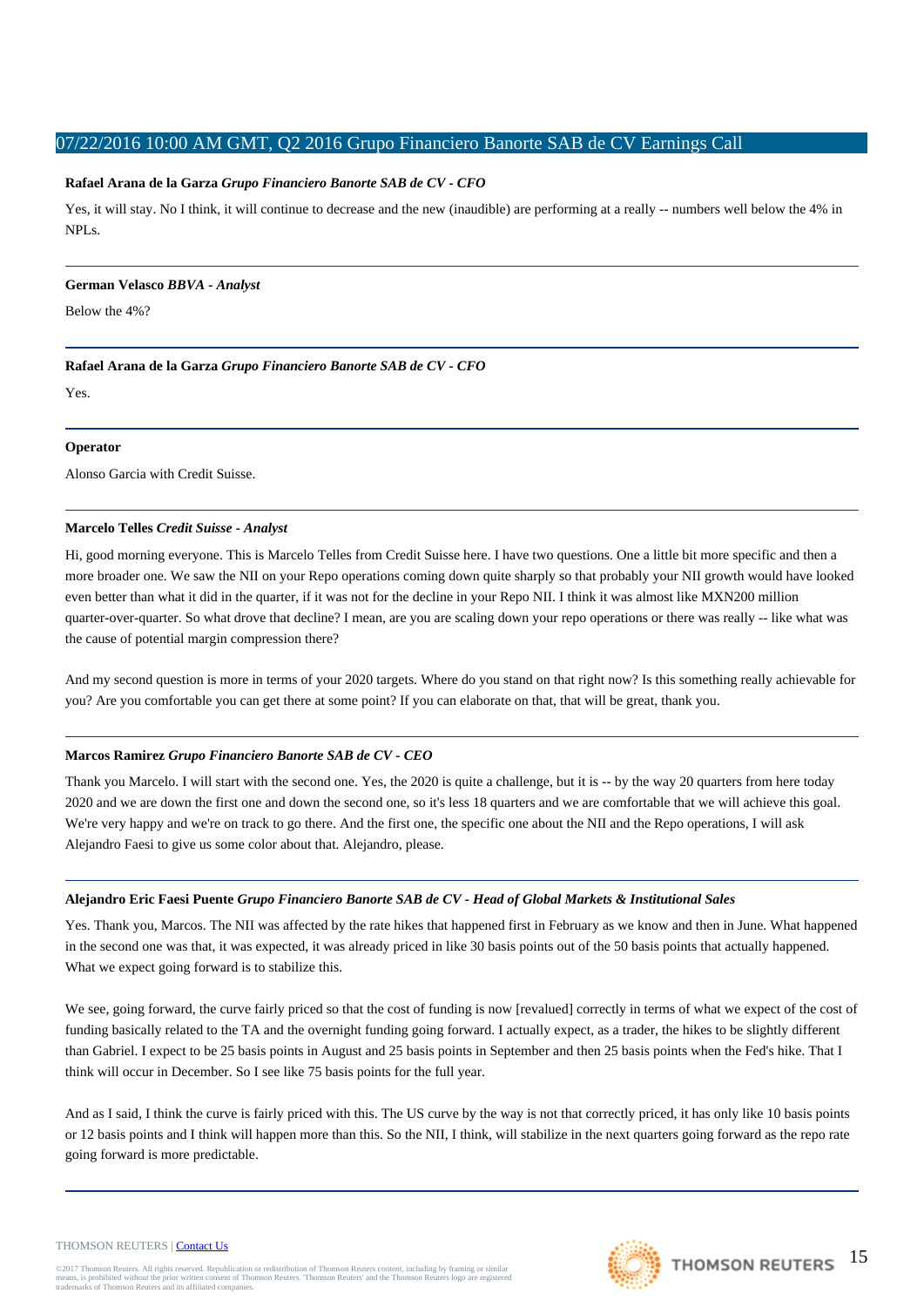**Rafael Arana de la Garza** *Grupo Financiero Banorte SAB de CV - CFO*

Yes, it will stay. No I think, it will continue to decrease and the new (inaudible) are performing at a really -- numbers well below the 4% in NPLs.

---

**German Velasco** *BBVA - Analyst*

Below the 4%?

---

**Rafael Arana de la Garza** *Grupo Financiero Banorte SAB de CV - CFO*

Yes.

---

**Operator**

Alonso Garcia with Credit Suisse.

---

**Marcelo Telles** *Credit Suisse - Analyst*

Hi, good morning everyone. This is Marcelo Telles from Credit Suisse here. I have two questions. One a little bit more specific and then a more broader one. We saw the NII on your Repo operations coming down quite sharply so that probably your NII growth would have looked even better than what it did in the quarter, if it was not for the decline in your Repo NII. I think it was almost like MXN200 million quarter-over-quarter. So what drove that decline? I mean, are you are scaling down your repo operations or there was really -- like what was the cause of potential margin compression there?

And my second question is more in terms of your 2020 targets. Where do you stand on that right now? Is this something really achievable for you? Are you comfortable you can get there at some point? If you can elaborate on that, that will be great, thank you.

---

**Marcos Ramirez** *Grupo Financiero Banorte SAB de CV - CEO*

Thank you Marcelo. I will start with the second one. Yes, the 2020 is quite a challenge, but it is -- by the way 20 quarters from here today 2020 and we are down the first one and down the second one, so it's less 18 quarters and we are comfortable that we will achieve this goal. We're very happy and we're on track to go there. And the first one, the specific one about the NII and the Repo operations, I will ask Alejandro Faesi to give us some color about that. Alejandro, please.

---

**Alejandro Eric Faesi Puente** *Grupo Financiero Banorte SAB de CV - Head of Global Markets & Institutional Sales*

Yes. Thank you, Marcos. The NII was affected by the rate hikes that happened first in February as we know and then in June. What happened in the second one was that, it was expected, it was already priced in like 30 basis points out of the 50 basis points that actually happened. What we expect going forward is to stabilize this.

We see, going forward, the curve fairly priced so that the cost of funding is now [revalued] correctly in terms of what we expect of the cost of funding basically related to the TA and the overnight funding going forward. I actually expect, as a trader, the hikes to be slightly different than Gabriel. I expect to be 25 basis points in August and 25 basis points in September and then 25 basis points when the Fed's hike. That I think will occur in December. So I see like 75 basis points for the full year.

And as I said, I think the curve is fairly priced with this. The US curve by the way is not that correctly priced, it has only like 10 basis points or 12 basis points and I think will happen more than this. So the NII, I think, will stabilize in the next quarters going forward as the repo rate going forward is more predictable.

---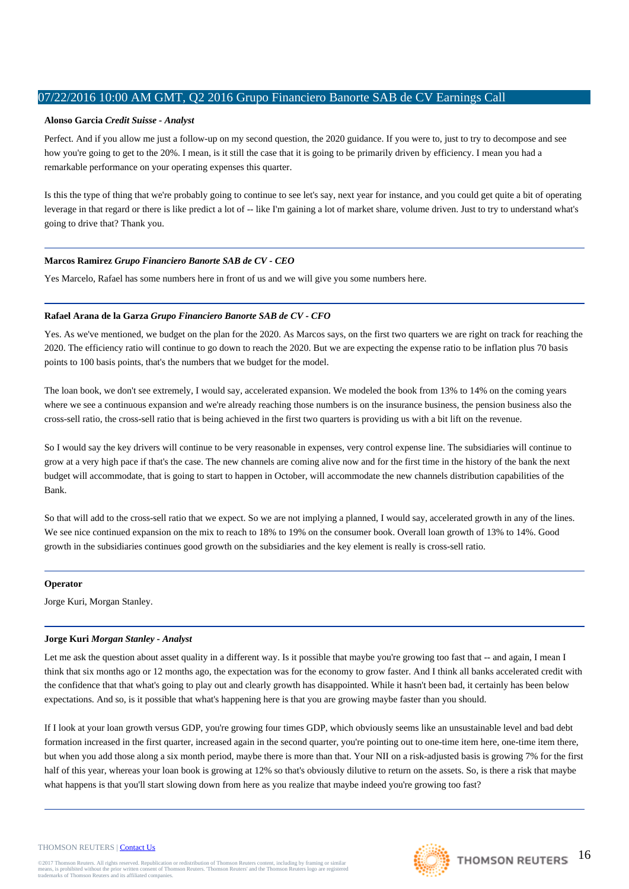**Alonso Garcia** ***Credit Suisse - Analyst***

Perfect. And if you allow me just a follow-up on my second question, the 2020 guidance. If you were to, just to try to decompose and see how you're going to get to the 20%. I mean, is it still the case that it is going to be primarily driven by efficiency. I mean you had a remarkable performance on your operating expenses this quarter.

Is this the type of thing that we're probably going to continue to see let's say, next year for instance, and you could get quite a bit of operating leverage in that regard or there is like predict a lot of -- like I'm gaining a lot of market share, volume driven. Just to try to understand what's going to drive that? Thank you.

---

**Marcos Ramirez** ***Grupo Financiero Banorte SAB de CV - CEO***

Yes Marcelo, Rafael has some numbers here in front of us and we will give you some numbers here.

---

**Rafael Arana de la Garza** ***Grupo Financiero Banorte SAB de CV - CFO***

Yes. As we've mentioned, we budget on the plan for the 2020. As Marcos says, on the first two quarters we are right on track for reaching the 2020. The efficiency ratio will continue to go down to reach the 2020. But we are expecting the expense ratio to be inflation plus 70 basis points to 100 basis points, that's the numbers that we budget for the model.

The loan book, we don't see extremely, I would say, accelerated expansion. We modeled the book from 13% to 14% on the coming years where we see a continuous expansion and we're already reaching those numbers is on the insurance business, the pension business also the cross-sell ratio, the cross-sell ratio that is being achieved in the first two quarters is providing us with a bit lift on the revenue.

So I would say the key drivers will continue to be very reasonable in expenses, very control expense line. The subsidiaries will continue to grow at a very high pace if that's the case. The new channels are coming alive now and for the first time in the history of the bank the next budget will accommodate, that is going to start to happen in October, will accommodate the new channels distribution capabilities of the Bank.

So that will add to the cross-sell ratio that we expect. So we are not implying a planned, I would say, accelerated growth in any of the lines. We see nice continued expansion on the mix to reach to 18% to 19% on the consumer book. Overall loan growth of 13% to 14%. Good growth in the subsidiaries continues good growth on the subsidiaries and the key element is really is cross-sell ratio.

---

**Operator**

Jorge Kuri, Morgan Stanley.

---

**Jorge Kuri** ***Morgan Stanley - Analyst***

Let me ask the question about asset quality in a different way. Is it possible that maybe you're growing too fast that -- and again, I mean I think that six months ago or 12 months ago, the expectation was for the economy to grow faster. And I think all banks accelerated credit with the confidence that that what's going to play out and clearly growth has disappointed. While it hasn't been bad, it certainly has been below expectations. And so, is it possible that what's happening here is that you are growing maybe faster than you should.

If I look at your loan growth versus GDP, you're growing four times GDP, which obviously seems like an unsustainable level and bad debt formation increased in the first quarter, increased again in the second quarter, you're pointing out to one-time item here, one-time item there, but when you add those along a six month period, maybe there is more than that. Your NII on a risk-adjusted basis is growing 7% for the first half of this year, whereas your loan book is growing at 12% so that's obviously dilutive to return on the assets. So, is there a risk that maybe what happens is that you'll start slowing down from here as you realize that maybe indeed you're growing too fast?

---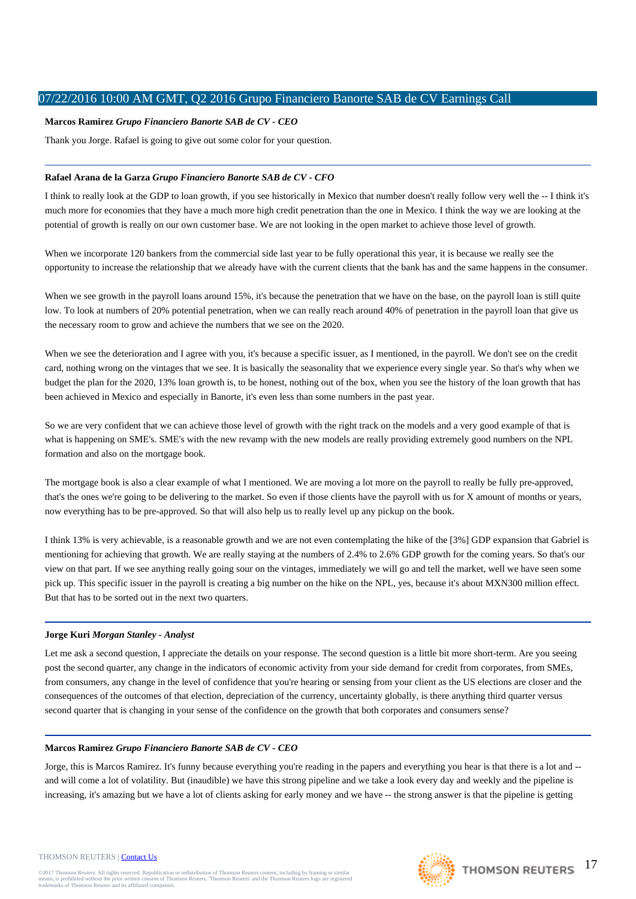**Marcos Ramirez** *Grupo Financiero Banorte SAB de CV - CEO*

Thank you Jorge. Rafael is going to give out some color for your question.

---

**Rafael Arana de la Garza** *Grupo Financiero Banorte SAB de CV - CFO*

I think to really look at the GDP to loan growth, if you see historically in Mexico that number doesn't really follow very well the -- I think it's much more for economies that they have a much more high credit penetration than the one in Mexico. I think the way we are looking at the potential of growth is really on our own customer base. We are not looking in the open market to achieve those level of growth.

When we incorporate 120 bankers from the commercial side last year to be fully operational this year, it is because we really see the opportunity to increase the relationship that we already have with the current clients that the bank has and the same happens in the consumer.

When we see growth in the payroll loans around 15%, it's because the penetration that we have on the base, on the payroll loan is still quite low. To look at numbers of 20% potential penetration, when we can really reach around 40% of penetration in the payroll loan that give us the necessary room to grow and achieve the numbers that we see on the 2020.

When we see the deterioration and I agree with you, it's because a specific issuer, as I mentioned, in the payroll. We don't see on the credit card, nothing wrong on the vintages that we see. It is basically the seasonality that we experience every single year. So that's why when we budget the plan for the 2020, 13% loan growth is, to be honest, nothing out of the box, when you see the history of the loan growth that has been achieved in Mexico and especially in Banorte, it's even less than some numbers in the past year.

So we are very confident that we can achieve those level of growth with the right track on the models and a very good example of that is what is happening on SME's. SME's with the new revamp with the new models are really providing extremely good numbers on the NPL formation and also on the mortgage book.

The mortgage book is also a clear example of what I mentioned. We are moving a lot more on the payroll to really be fully pre-approved, that's the ones we're going to be delivering to the market. So even if those clients have the payroll with us for X amount of months or years, now everything has to be pre-approved. So that will also help us to really level up any pickup on the book.

I think 13% is very achievable, is a reasonable growth and we are not even contemplating the hike of the [3%] GDP expansion that Gabriel is mentioning for achieving that growth. We are really staying at the numbers of 2.4% to 2.6% GDP growth for the coming years. So that's our view on that part. If we see anything really going sour on the vintages, immediately we will go and tell the market, well we have seen some pick up. This specific issuer in the payroll is creating a big number on the hike on the NPL, yes, because it's about MXN300 million effect. But that has to be sorted out in the next two quarters.

---

**Jorge Kuri** *Morgan Stanley - Analyst*

Let me ask a second question, I appreciate the details on your response. The second question is a little bit more short-term. Are you seeing post the second quarter, any change in the indicators of economic activity from your side demand for credit from corporates, from SMEs, from consumers, any change in the level of confidence that you're hearing or sensing from your client as the US elections are closer and the consequences of the outcomes of that election, depreciation of the currency, uncertainty globally, is there anything third quarter versus second quarter that is changing in your sense of the confidence on the growth that both corporates and consumers sense?

---

**Marcos Ramirez** *Grupo Financiero Banorte SAB de CV - CEO*

Jorge, this is Marcos Ramirez. It's funny because everything you're reading in the papers and everything you hear is that there is a lot and -- and will come a lot of volatility. But (inaudible) we have this strong pipeline and we take a look every day and weekly and the pipeline is increasing, it's amazing but we have a lot of clients asking for early money and we have -- the strong answer is that the pipeline is getting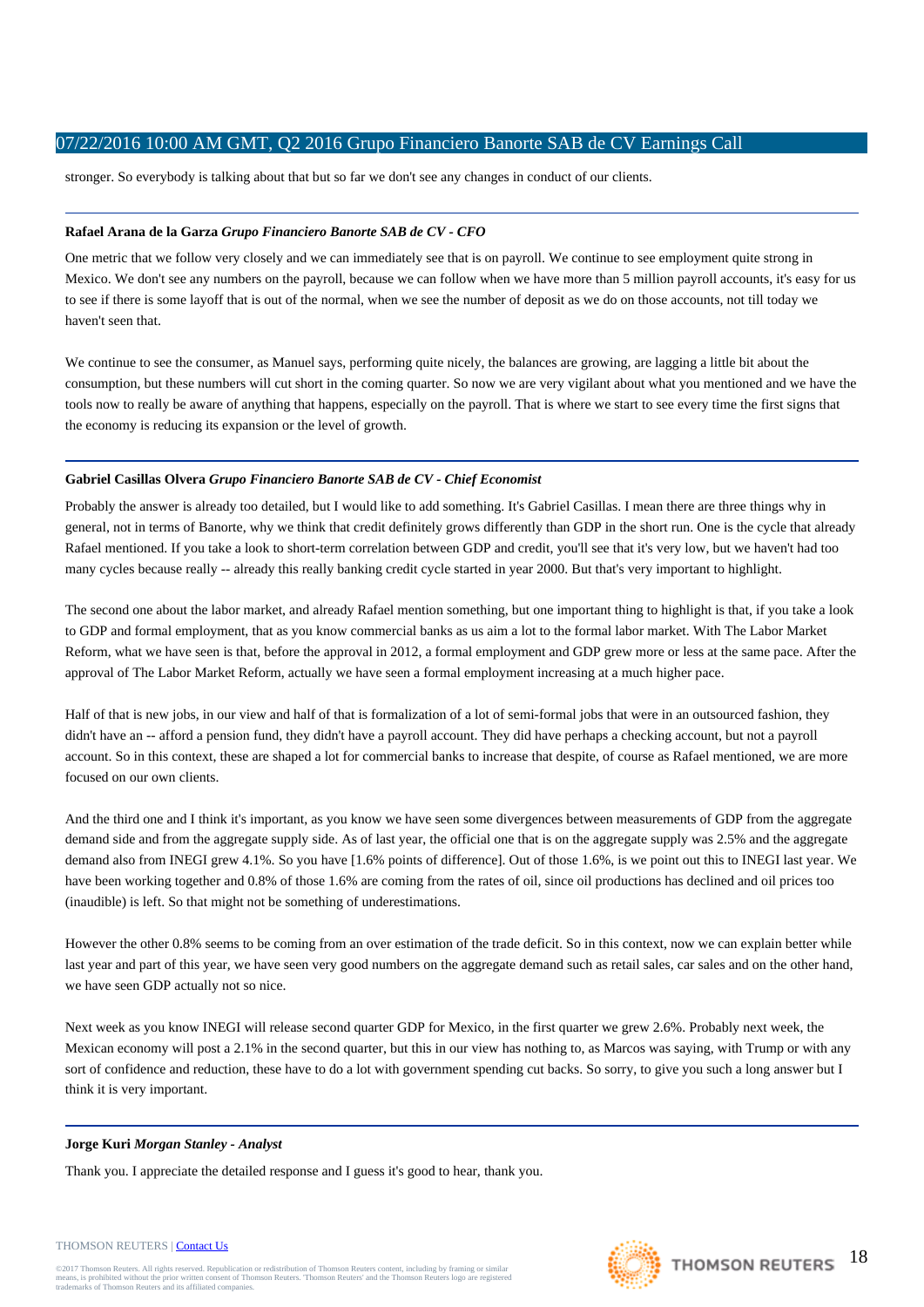stronger. So everybody is talking about that but so far we don't see any changes in conduct of our clients.

---

**Rafael Arana de la Garza** ***Grupo Financiero Banorte SAB de CV - CFO***

One metric that we follow very closely and we can immediately see that is on payroll. We continue to see employment quite strong in Mexico. We don't see any numbers on the payroll, because we can follow when we have more than 5 million payroll accounts, it's easy for us to see if there is some layoff that is out of the normal, when we see the number of deposit as we do on those accounts, not till today we haven't seen that.

We continue to see the consumer, as Manuel says, performing quite nicely, the balances are growing, are lagging a little bit about the consumption, but these numbers will cut short in the coming quarter. So now we are very vigilant about what you mentioned and we have the tools now to really be aware of anything that happens, especially on the payroll. That is where we start to see every time the first signs that the economy is reducing its expansion or the level of growth.

---

**Gabriel Casillas Olvera** ***Grupo Financiero Banorte SAB de CV - Chief Economist***

Probably the answer is already too detailed, but I would like to add something. It's Gabriel Casillas. I mean there are three things why in general, not in terms of Banorte, why we think that credit definitely grows differently than GDP in the short run. One is the cycle that already Rafael mentioned. If you take a look to short-term correlation between GDP and credit, you'll see that it's very low, but we haven't had too many cycles because really -- already this really banking credit cycle started in year 2000. But that's very important to highlight.

The second one about the labor market, and already Rafael mention something, but one important thing to highlight is that, if you take a look to GDP and formal employment, that as you know commercial banks as us aim a lot to the formal labor market. With The Labor Market Reform, what we have seen is that, before the approval in 2012, a formal employment and GDP grew more or less at the same pace. After the approval of The Labor Market Reform, actually we have seen a formal employment increasing at a much higher pace.

Half of that is new jobs, in our view and half of that is formalization of a lot of semi-formal jobs that were in an outsourced fashion, they didn't have an -- afford a pension fund, they didn't have a payroll account. They did have perhaps a checking account, but not a payroll account. So in this context, these are shaped a lot for commercial banks to increase that despite, of course as Rafael mentioned, we are more focused on our own clients.

And the third one and I think it's important, as you know we have seen some divergences between measurements of GDP from the aggregate demand side and from the aggregate supply side. As of last year, the official one that is on the aggregate supply was 2.5% and the aggregate demand also from INEGI grew 4.1%. So you have [1.6% points of difference]. Out of those 1.6%, is we point out this to INEGI last year. We have been working together and 0.8% of those 1.6% are coming from the rates of oil, since oil productions has declined and oil prices too (inaudible) is left. So that might not be something of underestimations.

However the other 0.8% seems to be coming from an over estimation of the trade deficit. So in this context, now we can explain better while last year and part of this year, we have seen very good numbers on the aggregate demand such as retail sales, car sales and on the other hand, we have seen GDP actually not so nice.

Next week as you know INEGI will release second quarter GDP for Mexico, in the first quarter we grew 2.6%. Probably next week, the Mexican economy will post a 2.1% in the second quarter, but this in our view has nothing to, as Marcos was saying, with Trump or with any sort of confidence and reduction, these have to do a lot with government spending cut backs. So sorry, to give you such a long answer but I think it is very important.

---

**Jorge Kuri** ***Morgan Stanley - Analyst***

Thank you. I appreciate the detailed response and I guess it's good to hear, thank you.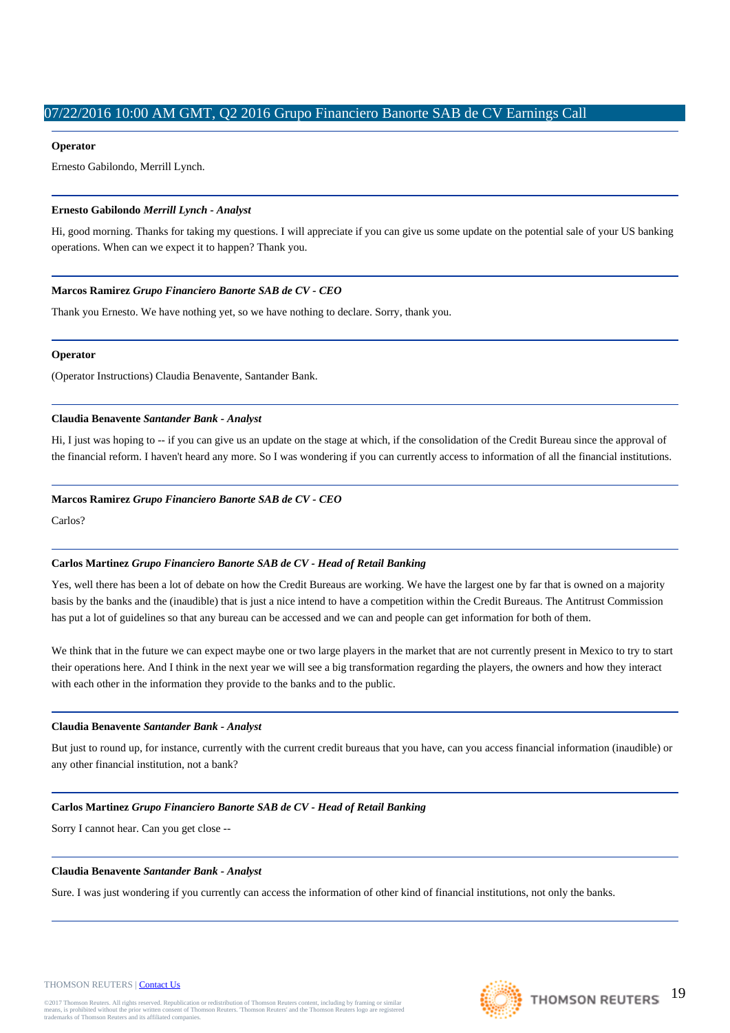**Operator**

Ernesto Gabilondo, Merrill Lynch.

---

**Ernesto Gabilondo** ***Merrill Lynch - Analyst***

Hi, good morning. Thanks for taking my questions. I will appreciate if you can give us some update on the potential sale of your US banking operations. When can we expect it to happen? Thank you.

---

**Marcos Ramirez** ***Grupo Financiero Banorte SAB de CV - CEO***

Thank you Ernesto. We have nothing yet, so we have nothing to declare. Sorry, thank you.

---

**Operator**

(Operator Instructions) Claudia Benavente, Santander Bank.

---

**Claudia Benavente** ***Santander Bank - Analyst***

Hi, I just was hoping to -- if you can give us an update on the stage at which, if the consolidation of the Credit Bureau since the approval of the financial reform. I haven't heard any more. So I was wondering if you can currently access to information of all the financial institutions.

---

**Marcos Ramirez** ***Grupo Financiero Banorte SAB de CV - CEO***

Carlos?

---

**Carlos Martinez** ***Grupo Financiero Banorte SAB de CV - Head of Retail Banking***

Yes, well there has been a lot of debate on how the Credit Bureaus are working. We have the largest one by far that is owned on a majority basis by the banks and the (inaudible) that is just a nice intend to have a competition within the Credit Bureaus. The Antitrust Commission has put a lot of guidelines so that any bureau can be accessed and we can and people can get information for both of them.

We think that in the future we can expect maybe one or two large players in the market that are not currently present in Mexico to try to start their operations here. And I think in the next year we will see a big transformation regarding the players, the owners and how they interact with each other in the information they provide to the banks and to the public.

---

**Claudia Benavente** ***Santander Bank - Analyst***

But just to round up, for instance, currently with the current credit bureaus that you have, can you access financial information (inaudible) or any other financial institution, not a bank?

---

**Carlos Martinez** ***Grupo Financiero Banorte SAB de CV - Head of Retail Banking***

Sorry I cannot hear. Can you get close --

---

**Claudia Benavente** ***Santander Bank - Analyst***

Sure. I was just wondering if you currently can access the information of other kind of financial institutions, not only the banks.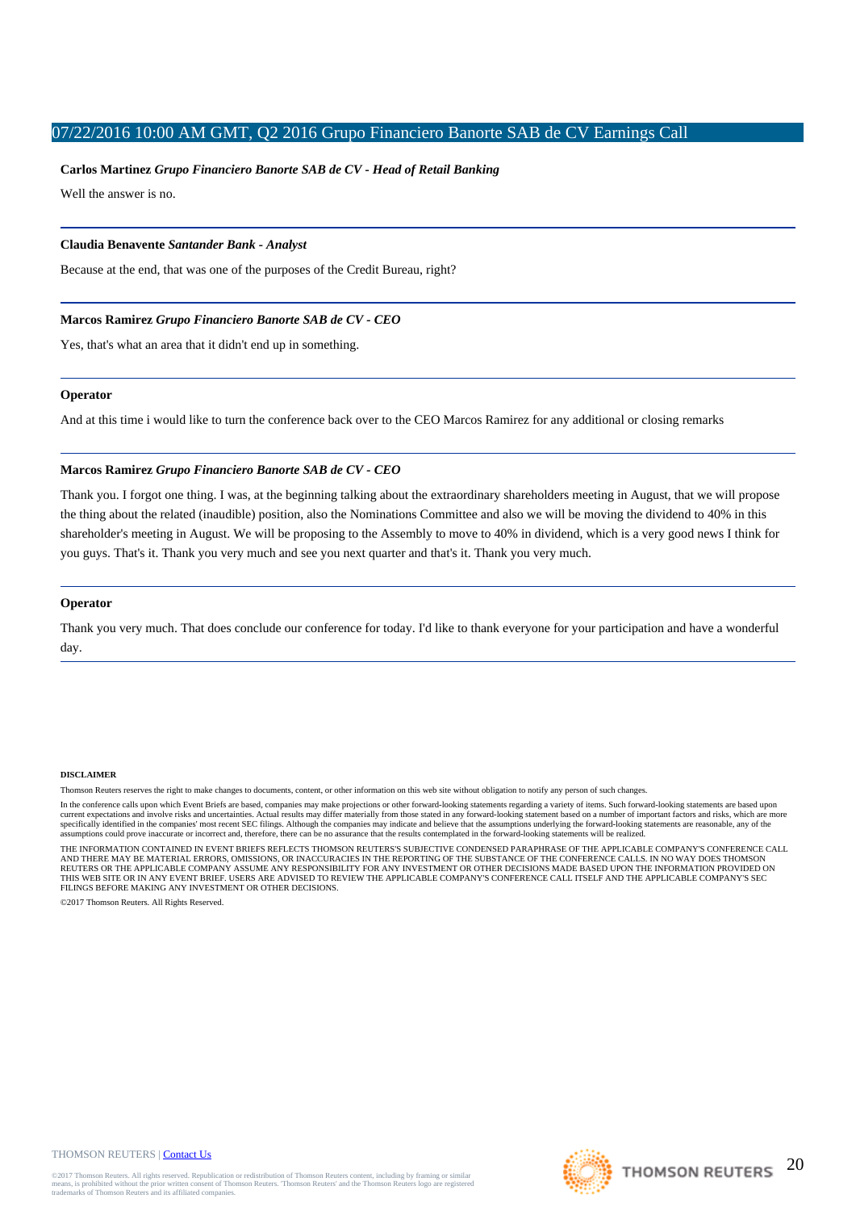**Carlos Martinez** ***Grupo Financiero Banorte SAB de CV - Head of Retail Banking***

Well the answer is no.

---

**Claudia Benavente** ***Santander Bank - Analyst***

Because at the end, that was one of the purposes of the Credit Bureau, right?

---

**Marcos Ramirez** ***Grupo Financiero Banorte SAB de CV - CEO***

Yes, that's what an area that it didn't end up in something.

---

**Operator**

And at this time i would like to turn the conference back over to the CEO Marcos Ramirez for any additional or closing remarks

---

**Marcos Ramirez** ***Grupo Financiero Banorte SAB de CV - CEO***

Thank you. I forgot one thing. I was, at the beginning talking about the extraordinary shareholders meeting in August, that we will propose the thing about the related (inaudible) position, also the Nominations Committee and also we will be moving the dividend to 40% in this shareholder's meeting in August. We will be proposing to the Assembly to move to 40% in dividend, which is a very good news I think for you guys. That's it. Thank you very much and see you next quarter and that's it. Thank you very much.

---

**Operator**

Thank you very much. That does conclude our conference for today. I'd like to thank everyone for your participation and have a wonderful day.

---

**DISCLAIMER**

Thomson Reuters reserves the right to make changes to documents, content, or other information on this web site without obligation to notify any person of such changes.

In the conference calls upon which Event Briefs are based, companies may make projections or other forward-looking statements regarding a variety of items. Such forward-looking statements are based upon current expectations and involve risks and uncertainties. Actual results may differ materially from those stated in any forward-looking statement based on a number of important factors and risks, which are more specifically identified in the companies' most recent SEC filings. Although the companies may indicate and believe that the assumptions underlying the forward-looking statements are reasonable, any of the assumptions could prove inaccurate or incorrect and, therefore, there can be no assurance that the results contemplated in the forward-looking statements will be realized.

THE INFORMATION CONTAINED IN EVENT BRIEFS REFLECTS THOMSON REUTERS'S SUBJECTIVE CONDENSED PARAPHRASE OF THE APPLICABLE COMPANY'S CONFERENCE CALL AND THERE MAY BE MATERIAL ERRORS, OMISSIONS, OR INACCURACIES IN THE REPORTING OF THE SUBSTANCE OF THE CONFERENCE CALLS. IN NO WAY DOES THOMSON REUTERS OR THE APPLICABLE COMPANY ASSUME ANY RESPONSIBILITY FOR ANY INVESTMENT OR OTHER DECISIONS MADE BASED UPON THE INFORMATION PROVIDED ON THIS WEB SITE OR IN ANY EVENT BRIEF. USERS ARE ADVISED TO REVIEW THE APPLICABLE COMPANY'S CONFERENCE CALL ITSELF AND THE APPLICABLE COMPANY'S SEC FILINGS BEFORE MAKING ANY INVESTMENT OR OTHER DECISIONS.

©2017 Thomson Reuters. All Rights Reserved.